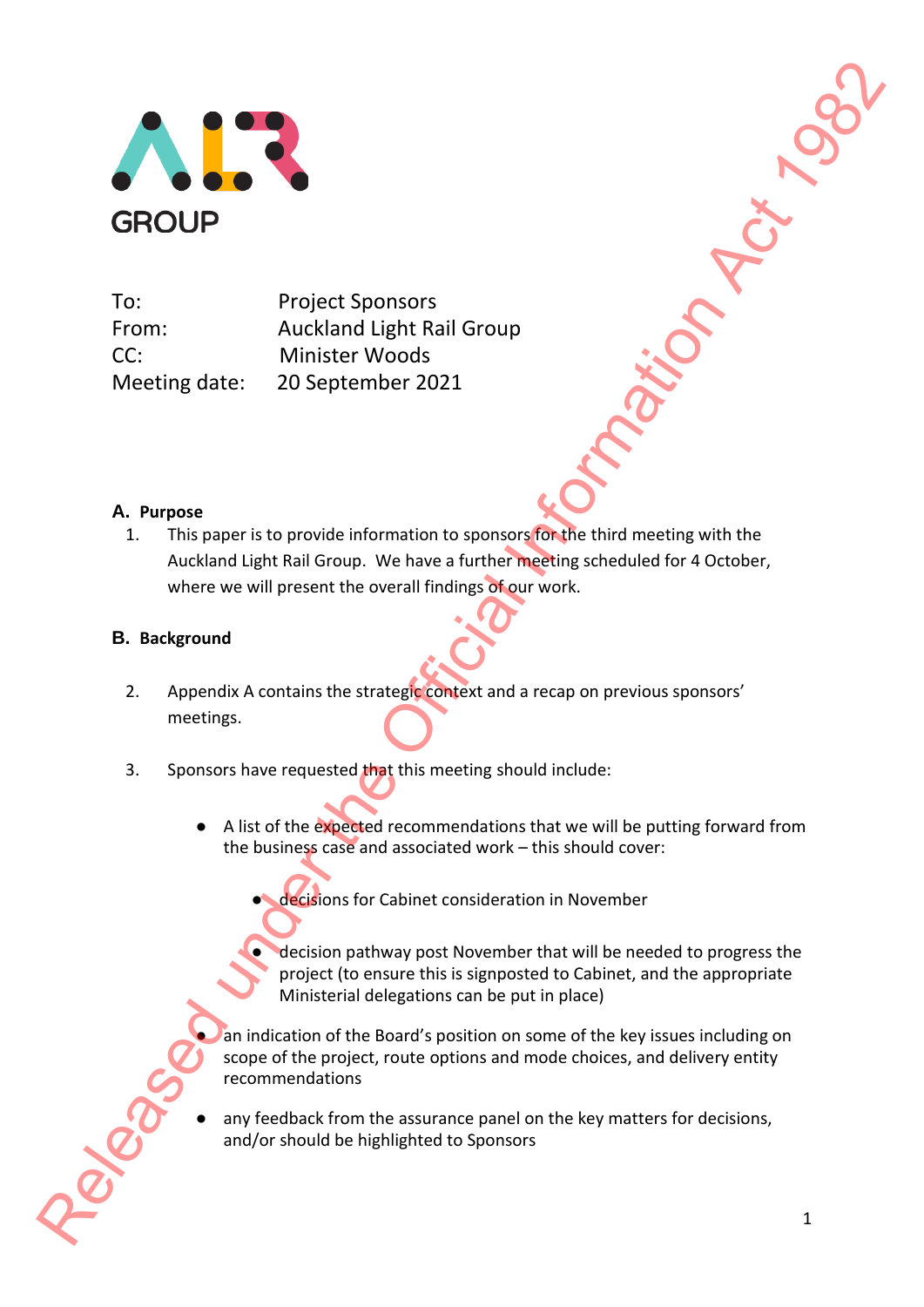ALR GROUP

To: Project Sponsors
From: Auckland Light Rail Group
CC: Minister Woods
Meeting date: 20 September 2021

## A. Purpose

1. This paper is to provide information to sponsors for the third meeting with the Auckland Light Rail Group. We have a further meeting scheduled for 4 October, where we will present the overall findings of our work.

## B. Background

2. Appendix A contains the strategic context and a recap on previous sponsors' meetings.

3. Sponsors have requested that this meeting should include:

   - A list of the expected recommendations that we will be putting forward from the business case and associated work – this should cover:
     - decisions for Cabinet consideration in November
     - decision pathway post November that will be needed to progress the project (to ensure this is signposted to Cabinet, and the appropriate Ministerial delegations can be put in place)
   - an indication of the Board's position on some of the key issues including on scope of the project, route options and mode choices, and delivery entity recommendations
   - any feedback from the assurance panel on the key matters for decisions, and/or should be highlighted to Sponsors

Released under the Official Information Act 1982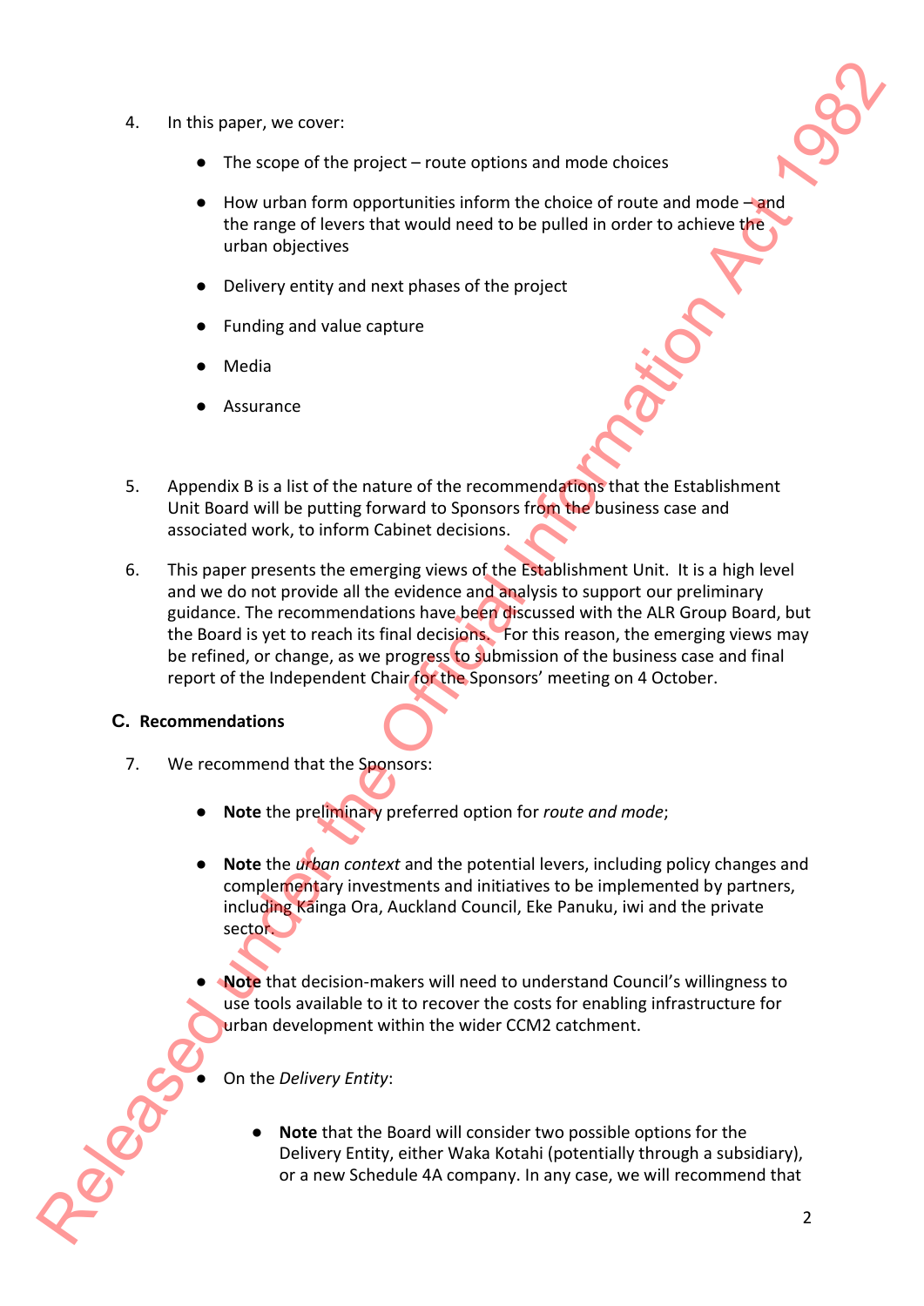4. In this paper, we cover:

   - The scope of the project – route options and mode choices
   - How urban form opportunities inform the choice of route and mode – and the range of levers that would need to be pulled in order to achieve the urban objectives
   - Delivery entity and next phases of the project
   - Funding and value capture
   - Media
   - Assurance

5. Appendix B is a list of the nature of the recommendations that the Establishment Unit Board will be putting forward to Sponsors from the business case and associated work, to inform Cabinet decisions.

6. This paper presents the emerging views of the Establishment Unit. It is a high level and we do not provide all the evidence and analysis to support our preliminary guidance. The recommendations have been discussed with the ALR Group Board, but the Board is yet to reach its final decisions. For this reason, the emerging views may be refined, or change, as we progress to submission of the business case and final report of the Independent Chair for the Sponsors' meeting on 4 October.

## C. Recommendations

7. We recommend that the Sponsors:

   - **Note** the preliminary preferred option for *route and mode*;
   - **Note** the *urban context* and the potential levers, including policy changes and complementary investments and initiatives to be implemented by partners, including Kainga Ora, Auckland Council, Eke Panuku, iwi and the private sector.
   - **Note** that decision-makers will need to understand Council's willingness to use tools available to it to recover the costs for enabling infrastructure for urban development within the wider CCM2 catchment.
   - On the *Delivery Entity*:
     - **Note** that the Board will consider two possible options for the Delivery Entity, either Waka Kotahi (potentially through a subsidiary), or a new Schedule 4A company. In any case, we will recommend that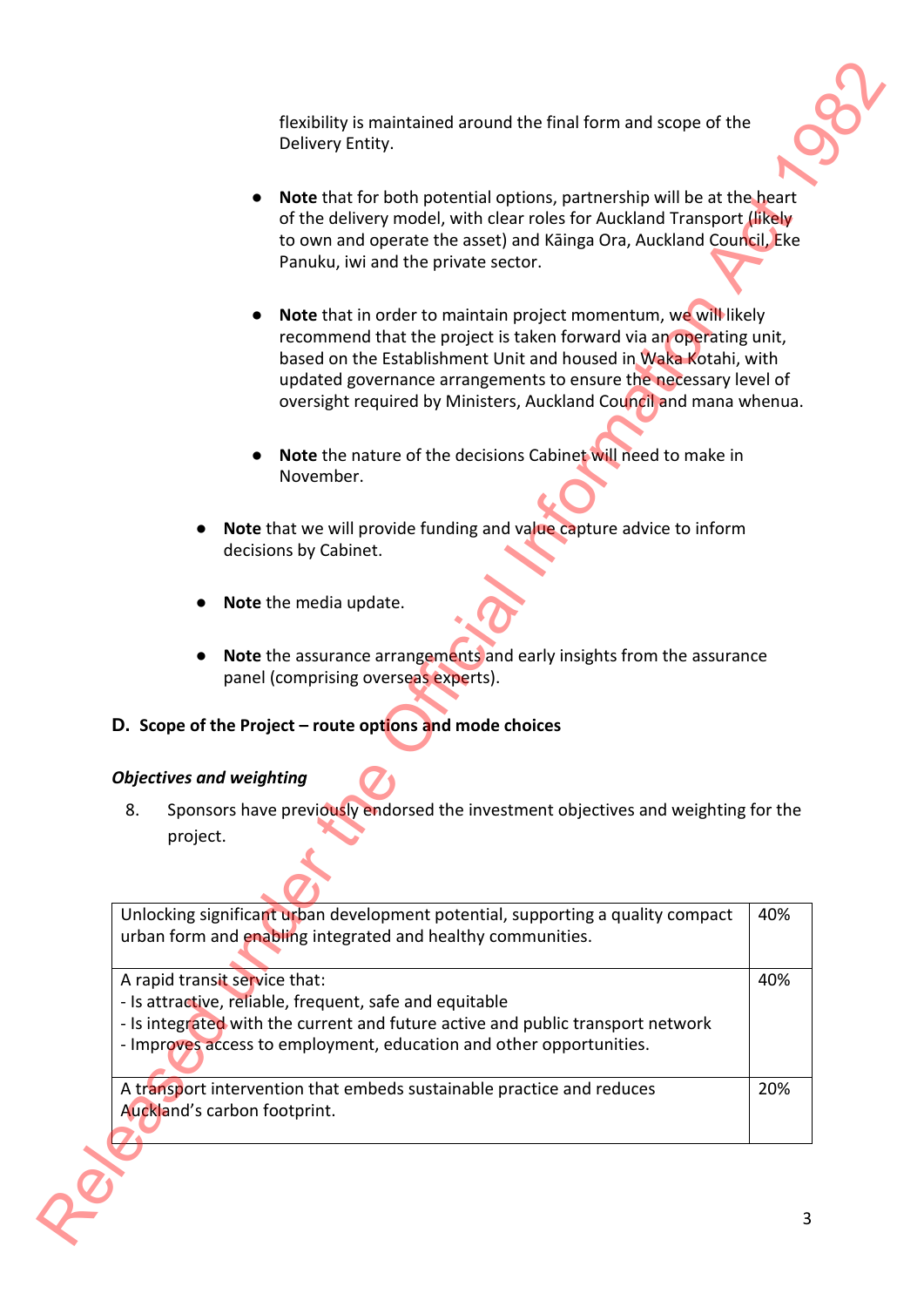flexibility is maintained around the final form and scope of the Delivery Entity.

- **Note** that for both potential options, partnership will be at the heart of the delivery model, with clear roles for Auckland Transport (likely to own and operate the asset) and Kāinga Ora, Auckland Council, Eke Panuku, iwi and the private sector.

- **Note** that in order to maintain project momentum, we will likely recommend that the project is taken forward via an operating unit, based on the Establishment Unit and housed in Waka Kotahi, with updated governance arrangements to ensure the necessary level of oversight required by Ministers, Auckland Council and mana whenua.

- **Note** the nature of the decisions Cabinet will need to make in November.

- **Note** that we will provide funding and value capture advice to inform decisions by Cabinet.

- **Note** the media update.

- **Note** the assurance arrangements and early insights from the assurance panel (comprising overseas experts).

## D. Scope of the Project – route options and mode choices

### *Objectives and weighting*

8. Sponsors have previously endorsed the investment objectives and weighting for the project.

| | |
|---|---|
| Unlocking significant urban development potential, supporting a quality compact urban form and enabling integrated and healthy communities. | 40% |
| A rapid transit service that:<br>- Is attractive, reliable, frequent, safe and equitable<br>- Is integrated with the current and future active and public transport network<br>- Improves access to employment, education and other opportunities. | 40% |
| A transport intervention that embeds sustainable practice and reduces Auckland's carbon footprint. | 20% |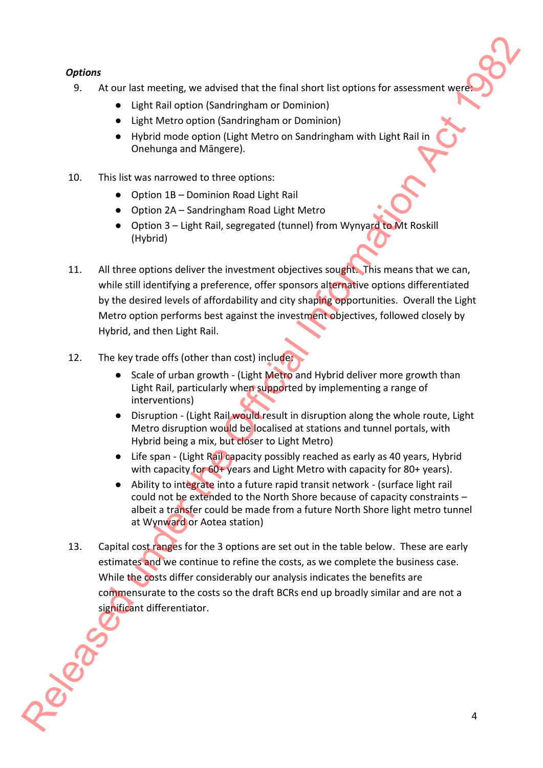***Options***

9. At our last meeting, we advised that the final short list options for assessment were:
   - Light Rail option (Sandringham or Dominion)
   - Light Metro option (Sandringham or Dominion)
   - Hybrid mode option (Light Metro on Sandringham with Light Rail in Onehunga and Māngere).

10. This list was narrowed to three options:
    - Option 1B – Dominion Road Light Rail
    - Option 2A – Sandringham Road Light Metro
    - Option 3 – Light Rail, segregated (tunnel) from Wynyard to Mt Roskill (Hybrid)

11. All three options deliver the investment objectives sought. This means that we can, while still identifying a preference, offer sponsors alternative options differentiated by the desired levels of affordability and city shaping opportunities. Overall the Light Metro option performs best against the investment objectives, followed closely by Hybrid, and then Light Rail.

12. The key trade offs (other than cost) include:
    - Scale of urban growth - (Light Metro and Hybrid deliver more growth than Light Rail, particularly when supported by implementing a range of interventions)
    - Disruption - (Light Rail would result in disruption along the whole route, Light Metro disruption would be localised at stations and tunnel portals, with Hybrid being a mix, but closer to Light Metro)
    - Life span - (Light Rail capacity possibly reached as early as 40 years, Hybrid with capacity for 60+ years and Light Metro with capacity for 80+ years).
    - Ability to integrate into a future rapid transit network - (surface light rail could not be extended to the North Shore because of capacity constraints – albeit a transfer could be made from a future North Shore light metro tunnel at Wynward or Aotea station)

13. Capital cost ranges for the 3 options are set out in the table below. These are early estimates and we continue to refine the costs, as we complete the business case. While the costs differ considerably our analysis indicates the benefits are commensurate to the costs so the draft BCRs end up broadly similar and are not a significant differentiator.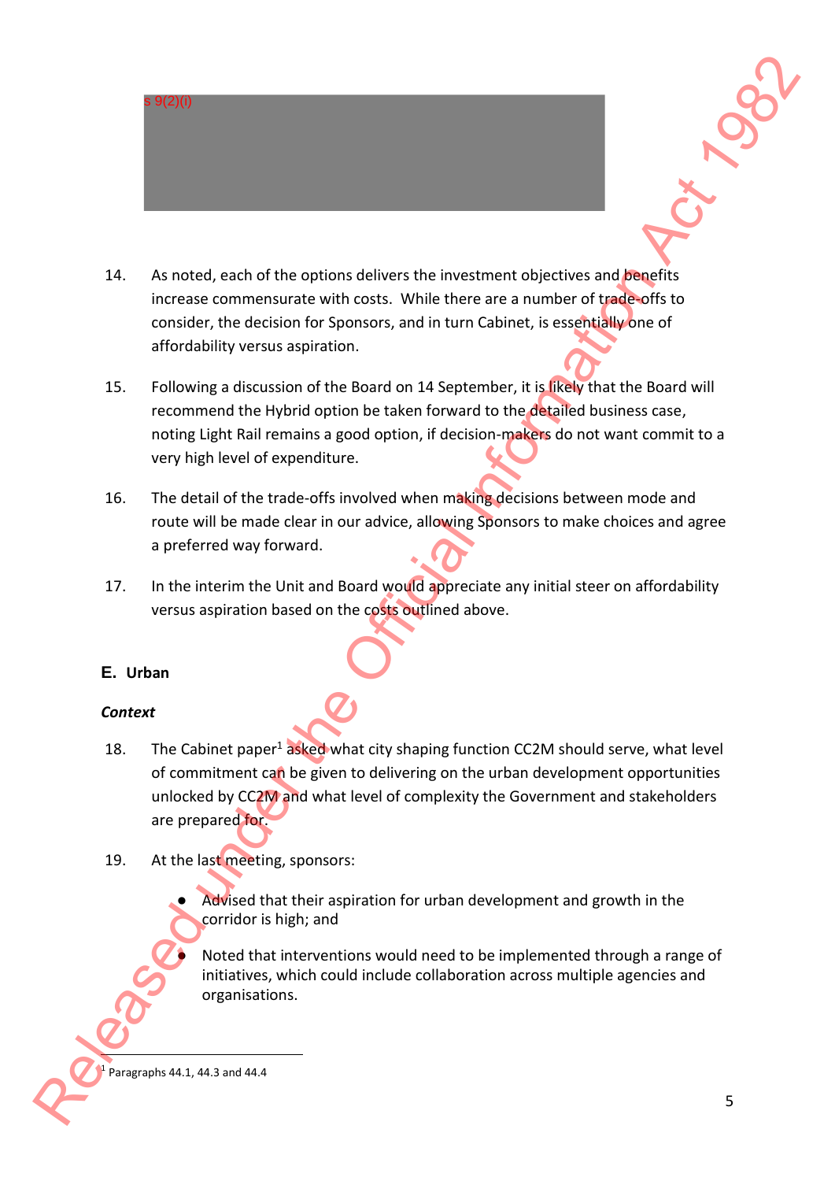s 9(2)(i)

14. As noted, each of the options delivers the investment objectives and benefits increase commensurate with costs. While there are a number of trade-offs to consider, the decision for Sponsors, and in turn Cabinet, is essentially one of affordability versus aspiration.

15. Following a discussion of the Board on 14 September, it is likely that the Board will recommend the Hybrid option be taken forward to the detailed business case, noting Light Rail remains a good option, if decision-makers do not want commit to a very high level of expenditure.

16. The detail of the trade-offs involved when making decisions between mode and route will be made clear in our advice, allowing Sponsors to make choices and agree a preferred way forward.

17. In the interim the Unit and Board would appreciate any initial steer on affordability versus aspiration based on the costs outlined above.

## E. Urban

### *Context*

18. The Cabinet paper[1] asked what city shaping function CC2M should serve, what level of commitment can be given to delivering on the urban development opportunities unlocked by CC2M and what level of complexity the Government and stakeholders are prepared for.

19. At the last meeting, sponsors:

- Advised that their aspiration for urban development and growth in the corridor is high; and
- Noted that interventions would need to be implemented through a range of initiatives, which could include collaboration across multiple agencies and organisations.

[1] Paragraphs 44.1, 44.3 and 44.4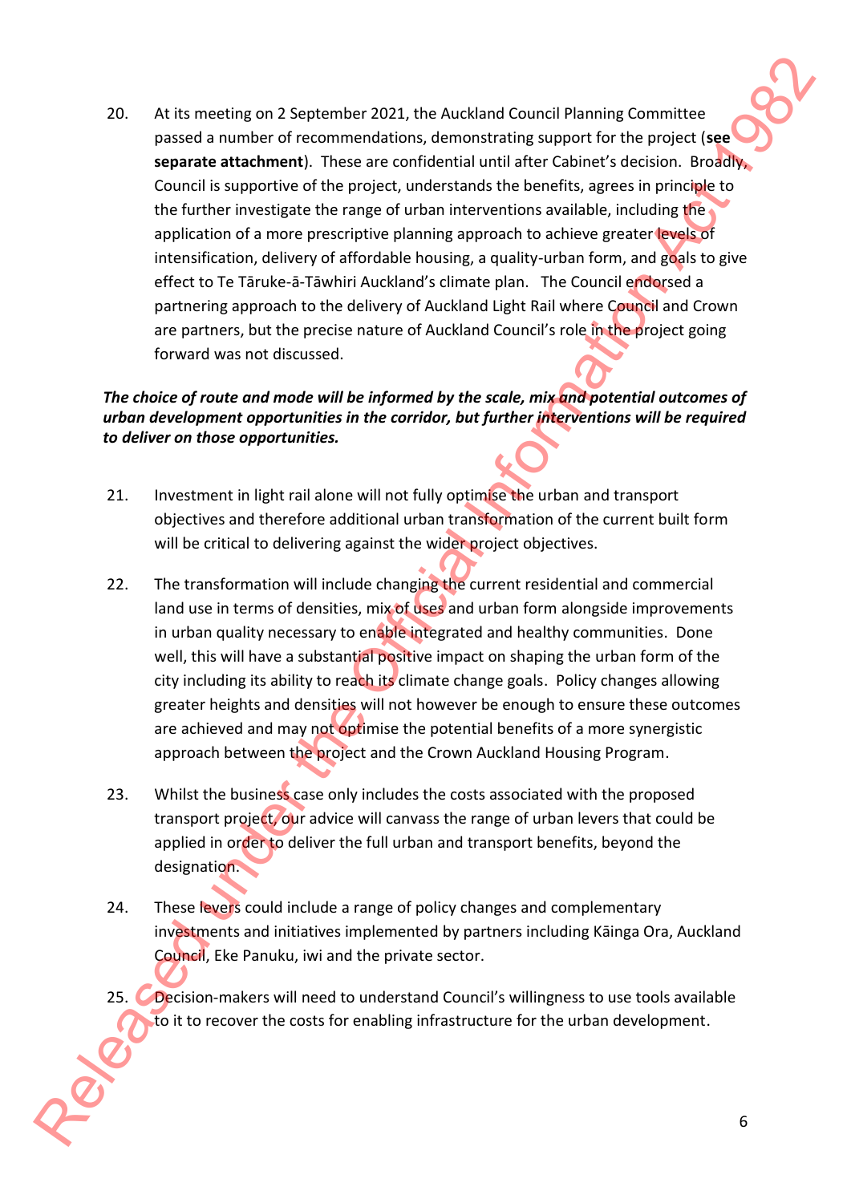20. At its meeting on 2 September 2021, the Auckland Council Planning Committee passed a number of recommendations, demonstrating support for the project (**see separate attachment**). These are confidential until after Cabinet's decision. Broadly, Council is supportive of the project, understands the benefits, agrees in principle to the further investigate the range of urban interventions available, including the application of a more prescriptive planning approach to achieve greater levels of intensification, delivery of affordable housing, a quality-urban form, and goals to give effect to Te Tāruke-ā-Tāwhiri Auckland's climate plan. The Council endorsed a partnering approach to the delivery of Auckland Light Rail where Council and Crown are partners, but the precise nature of Auckland Council's role in the project going forward was not discussed.

***The choice of route and mode will be informed by the scale, mix and potential outcomes of urban development opportunities in the corridor, but further interventions will be required to deliver on those opportunities.***

21. Investment in light rail alone will not fully optimise the urban and transport objectives and therefore additional urban transformation of the current built form will be critical to delivering against the wider project objectives.

22. The transformation will include changing the current residential and commercial land use in terms of densities, mix of uses and urban form alongside improvements in urban quality necessary to enable integrated and healthy communities. Done well, this will have a substantial positive impact on shaping the urban form of the city including its ability to reach its climate change goals. Policy changes allowing greater heights and densities will not however be enough to ensure these outcomes are achieved and may not optimise the potential benefits of a more synergistic approach between the project and the Crown Auckland Housing Program.

23. Whilst the business case only includes the costs associated with the proposed transport project, our advice will canvass the range of urban levers that could be applied in order to deliver the full urban and transport benefits, beyond the designation.

24. These levers could include a range of policy changes and complementary investments and initiatives implemented by partners including Kāinga Ora, Auckland Council, Eke Panuku, iwi and the private sector.

25. Decision-makers will need to understand Council's willingness to use tools available to it to recover the costs for enabling infrastructure for the urban development.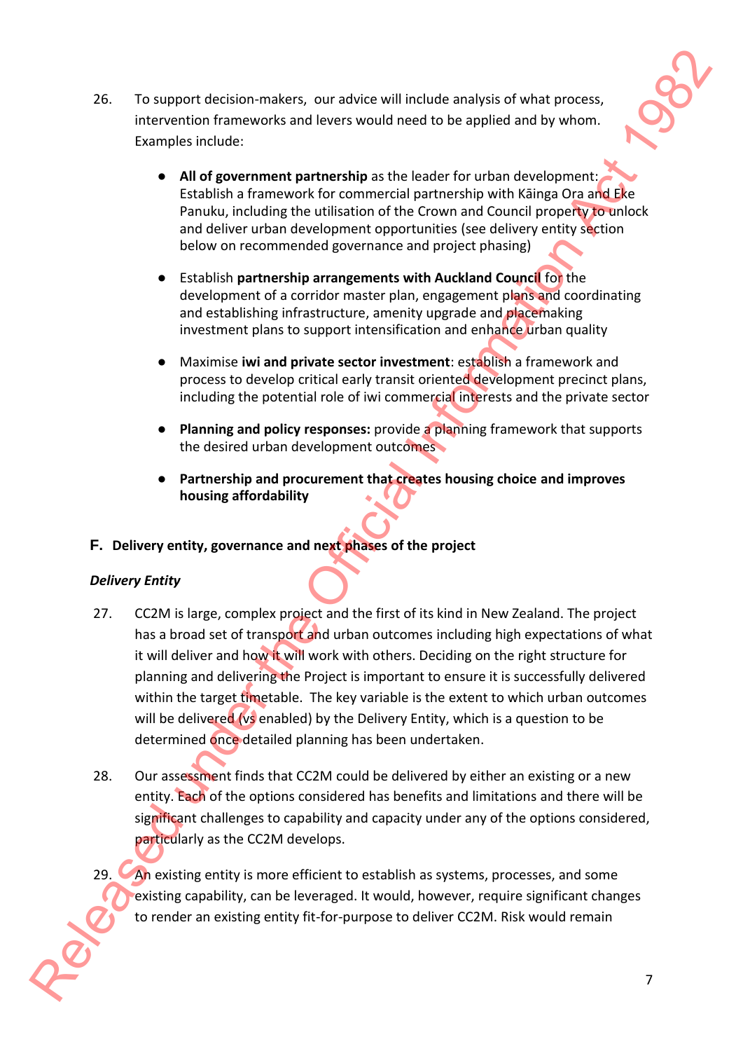26. To support decision-makers, our advice will include analysis of what process, intervention frameworks and levers would need to be applied and by whom. Examples include:

   - **All of government partnership** as the leader for urban development: Establish a framework for commercial partnership with Kāinga Ora and Eke Panuku, including the utilisation of the Crown and Council property to unlock and deliver urban development opportunities (see delivery entity section below on recommended governance and project phasing)

   - Establish **partnership arrangements with Auckland Council** for the development of a corridor master plan, engagement plans and coordinating and establishing infrastructure, amenity upgrade and placemaking investment plans to support intensification and enhance urban quality

   - Maximise **iwi and private sector investment**: establish a framework and process to develop critical early transit oriented development precinct plans, including the potential role of iwi commercial interests and the private sector

   - **Planning and policy responses:** provide a planning framework that supports the desired urban development outcomes

   - **Partnership and procurement that creates housing choice and improves housing affordability**

## F. Delivery entity, governance and next phases of the project

### *Delivery Entity*

27. CC2M is large, complex project and the first of its kind in New Zealand. The project has a broad set of transport and urban outcomes including high expectations of what it will deliver and how it will work with others. Deciding on the right structure for planning and delivering the Project is important to ensure it is successfully delivered within the target timetable. The key variable is the extent to which urban outcomes will be delivered (vs enabled) by the Delivery Entity, which is a question to be determined once detailed planning has been undertaken.

28. Our assessment finds that CC2M could be delivered by either an existing or a new entity. Each of the options considered has benefits and limitations and there will be significant challenges to capability and capacity under any of the options considered, particularly as the CC2M develops.

29. An existing entity is more efficient to establish as systems, processes, and some existing capability, can be leveraged. It would, however, require significant changes to render an existing entity fit-for-purpose to deliver CC2M. Risk would remain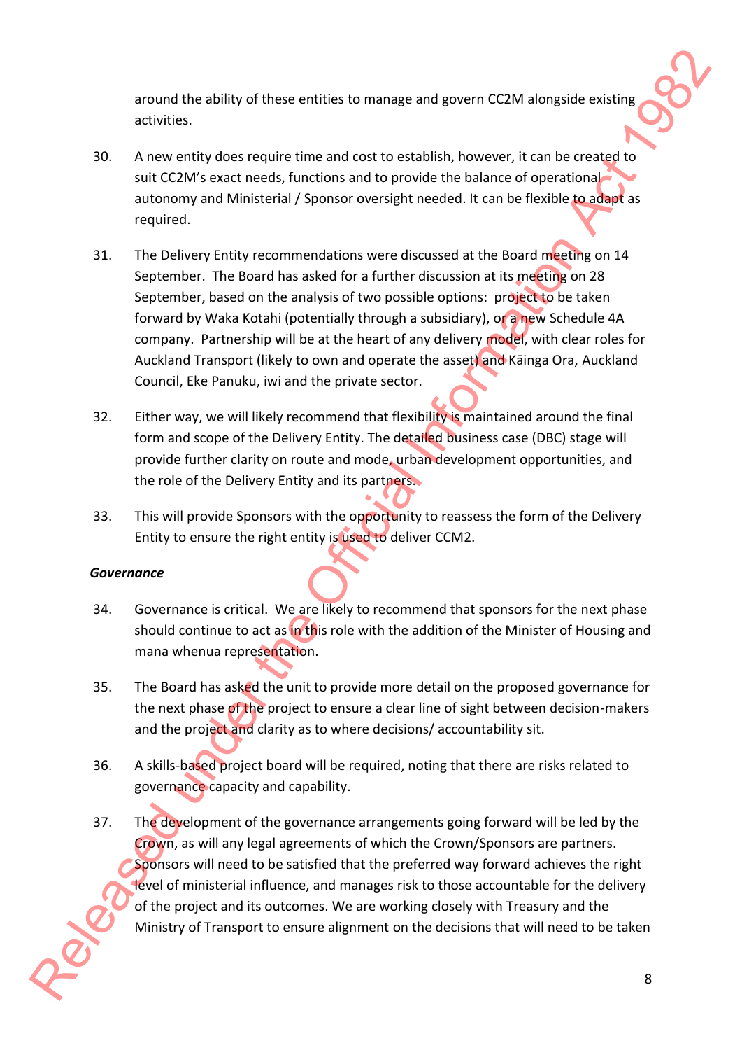around the ability of these entities to manage and govern CC2M alongside existing activities.

30. A new entity does require time and cost to establish, however, it can be created to suit CC2M's exact needs, functions and to provide the balance of operational autonomy and Ministerial / Sponsor oversight needed. It can be flexible to adapt as required.

31. The Delivery Entity recommendations were discussed at the Board meeting on 14 September. The Board has asked for a further discussion at its meeting on 28 September, based on the analysis of two possible options: project to be taken forward by Waka Kotahi (potentially through a subsidiary), or a new Schedule 4A company. Partnership will be at the heart of any delivery model, with clear roles for Auckland Transport (likely to own and operate the asset) and Kāinga Ora, Auckland Council, Eke Panuku, iwi and the private sector.

32. Either way, we will likely recommend that flexibility is maintained around the final form and scope of the Delivery Entity. The detailed business case (DBC) stage will provide further clarity on route and mode, urban development opportunities, and the role of the Delivery Entity and its partners.

33. This will provide Sponsors with the opportunity to reassess the form of the Delivery Entity to ensure the right entity is used to deliver CCM2.

***Governance***

34. Governance is critical. We are likely to recommend that sponsors for the next phase should continue to act as in this role with the addition of the Minister of Housing and mana whenua representation.

35. The Board has asked the unit to provide more detail on the proposed governance for the next phase of the project to ensure a clear line of sight between decision-makers and the project and clarity as to where decisions/ accountability sit.

36. A skills-based project board will be required, noting that there are risks related to governance capacity and capability.

37. The development of the governance arrangements going forward will be led by the Crown, as will any legal agreements of which the Crown/Sponsors are partners. Sponsors will need to be satisfied that the preferred way forward achieves the right level of ministerial influence, and manages risk to those accountable for the delivery of the project and its outcomes. We are working closely with Treasury and the Ministry of Transport to ensure alignment on the decisions that will need to be taken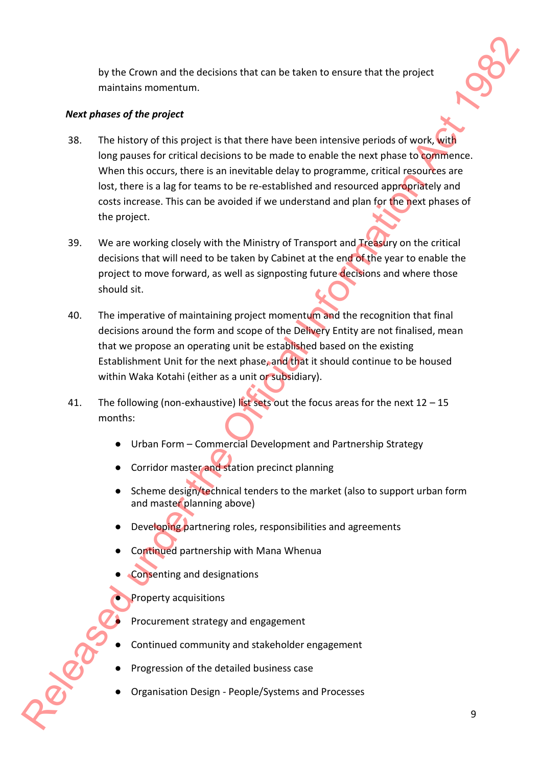by the Crown and the decisions that can be taken to ensure that the project maintains momentum.

***Next phases of the project***

38. The history of this project is that there have been intensive periods of work, with long pauses for critical decisions to be made to enable the next phase to commence. When this occurs, there is an inevitable delay to programme, critical resources are lost, there is a lag for teams to be re-established and resourced appropriately and costs increase. This can be avoided if we understand and plan for the next phases of the project.

39. We are working closely with the Ministry of Transport and Treasury on the critical decisions that will need to be taken by Cabinet at the end of the year to enable the project to move forward, as well as signposting future decisions and where those should sit.

40. The imperative of maintaining project momentum and the recognition that final decisions around the form and scope of the Delivery Entity are not finalised, mean that we propose an operating unit be established based on the existing Establishment Unit for the next phase, and that it should continue to be housed within Waka Kotahi (either as a unit or subsidiary).

41. The following (non-exhaustive) list sets out the focus areas for the next 12 – 15 months:

- Urban Form – Commercial Development and Partnership Strategy
- Corridor master and station precinct planning
- Scheme design/technical tenders to the market (also to support urban form and master planning above)
- Developing partnering roles, responsibilities and agreements
- Continued partnership with Mana Whenua
- Consenting and designations
- Property acquisitions
- Procurement strategy and engagement
- Continued community and stakeholder engagement
- Progression of the detailed business case
- Organisation Design - People/Systems and Processes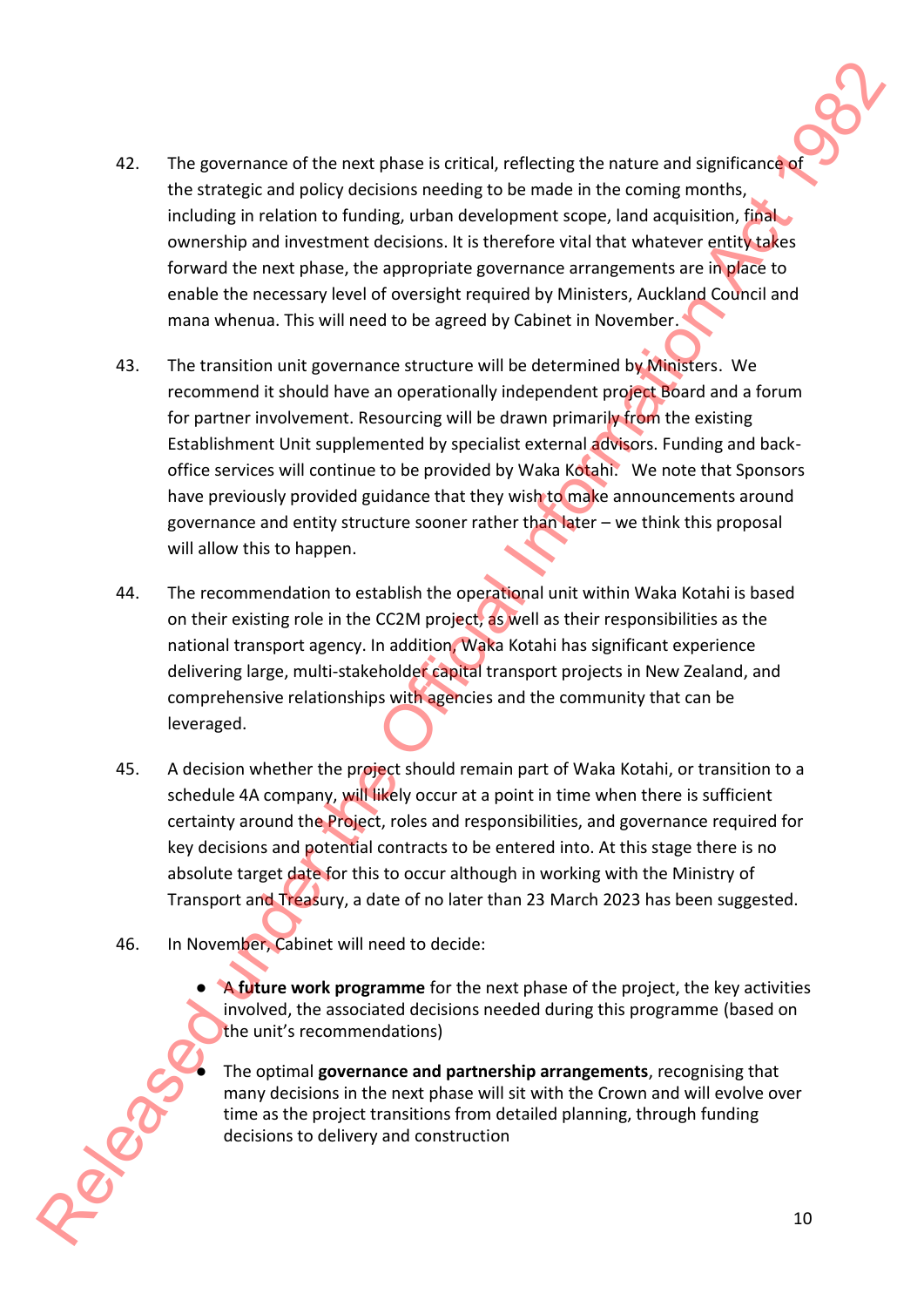42. The governance of the next phase is critical, reflecting the nature and significance of the strategic and policy decisions needing to be made in the coming months, including in relation to funding, urban development scope, land acquisition, final ownership and investment decisions. It is therefore vital that whatever entity takes forward the next phase, the appropriate governance arrangements are in place to enable the necessary level of oversight required by Ministers, Auckland Council and mana whenua. This will need to be agreed by Cabinet in November.

43. The transition unit governance structure will be determined by Ministers. We recommend it should have an operationally independent project Board and a forum for partner involvement. Resourcing will be drawn primarily from the existing Establishment Unit supplemented by specialist external advisors. Funding and back-office services will continue to be provided by Waka Kotahi. We note that Sponsors have previously provided guidance that they wish to make announcements around governance and entity structure sooner rather than later – we think this proposal will allow this to happen.

44. The recommendation to establish the operational unit within Waka Kotahi is based on their existing role in the CC2M project, as well as their responsibilities as the national transport agency. In addition, Waka Kotahi has significant experience delivering large, multi-stakeholder capital transport projects in New Zealand, and comprehensive relationships with agencies and the community that can be leveraged.

45. A decision whether the project should remain part of Waka Kotahi, or transition to a schedule 4A company, will likely occur at a point in time when there is sufficient certainty around the Project, roles and responsibilities, and governance required for key decisions and potential contracts to be entered into. At this stage there is no absolute target date for this to occur although in working with the Ministry of Transport and Treasury, a date of no later than 23 March 2023 has been suggested.

46. In November, Cabinet will need to decide:

    - A **future work programme** for the next phase of the project, the key activities involved, the associated decisions needed during this programme (based on the unit's recommendations)
    - The optimal **governance and partnership arrangements**, recognising that many decisions in the next phase will sit with the Crown and will evolve over time as the project transitions from detailed planning, through funding decisions to delivery and construction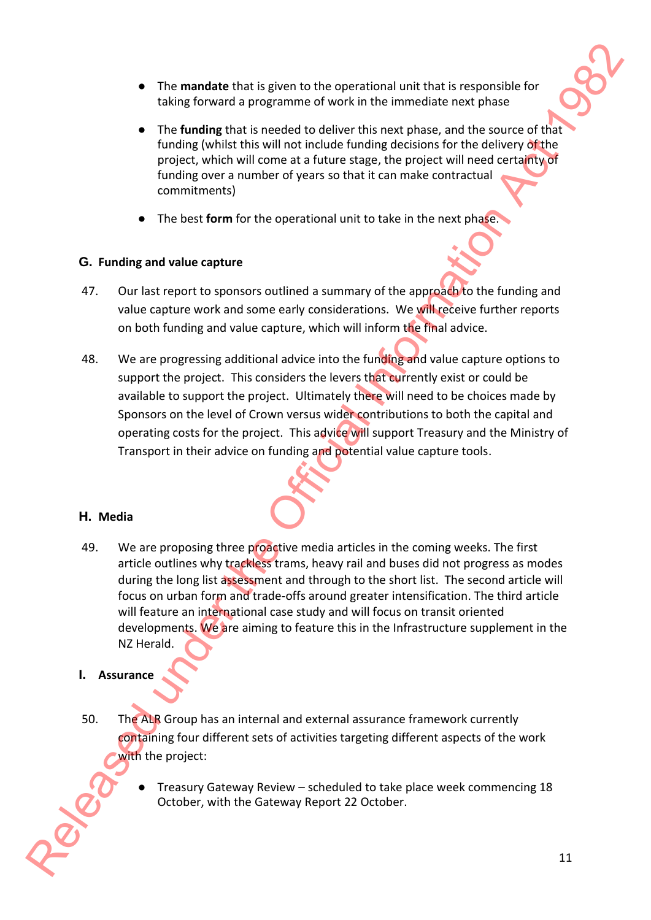- The **mandate** that is given to the operational unit that is responsible for taking forward a programme of work in the immediate next phase
- The **funding** that is needed to deliver this next phase, and the source of that funding (whilst this will not include funding decisions for the delivery of the project, which will come at a future stage, the project will need certainty of funding over a number of years so that it can make contractual commitments)
- The best **form** for the operational unit to take in the next phase.

### G. Funding and value capture

47. Our last report to sponsors outlined a summary of the approach to the funding and value capture work and some early considerations. We will receive further reports on both funding and value capture, which will inform the final advice.

48. We are progressing additional advice into the funding and value capture options to support the project. This considers the levers that currently exist or could be available to support the project. Ultimately there will need to be choices made by Sponsors on the level of Crown versus wider contributions to both the capital and operating costs for the project. This advice will support Treasury and the Ministry of Transport in their advice on funding and potential value capture tools.

### H. Media

49. We are proposing three proactive media articles in the coming weeks. The first article outlines why trackless trams, heavy rail and buses did not progress as modes during the long list assessment and through to the short list. The second article will focus on urban form and trade-offs around greater intensification. The third article will feature an international case study and will focus on transit oriented developments. We are aiming to feature this in the Infrastructure supplement in the NZ Herald.

### I. Assurance

50. The ALR Group has an internal and external assurance framework currently containing four different sets of activities targeting different aspects of the work with the project:

    - Treasury Gateway Review – scheduled to take place week commencing 18 October, with the Gateway Report 22 October.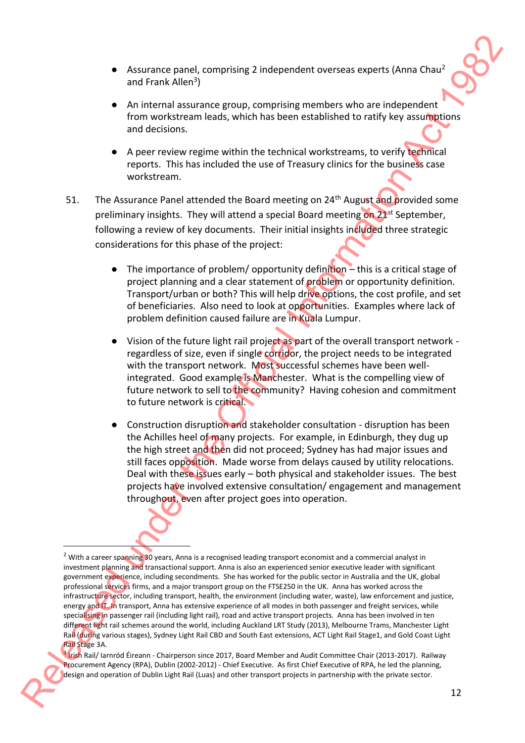- Assurance panel, comprising 2 independent overseas experts (Anna Chau[2] and Frank Allen[3])
- An internal assurance group, comprising members who are independent from workstream leads, which has been established to ratify key assumptions and decisions.
- A peer review regime within the technical workstreams, to verify technical reports. This has included the use of Treasury clinics for the business case workstream.

51. The Assurance Panel attended the Board meeting on 24th August and provided some preliminary insights. They will attend a special Board meeting on 21st September, following a review of key documents. Their initial insights included three strategic considerations for this phase of the project:

    - The importance of problem/ opportunity definition – this is a critical stage of project planning and a clear statement of problem or opportunity definition. Transport/urban or both? This will help drive options, the cost profile, and set of beneficiaries. Also need to look at opportunities. Examples where lack of problem definition caused failure are in Kuala Lumpur.
    - Vision of the future light rail project as part of the overall transport network - regardless of size, even if single corridor, the project needs to be integrated with the transport network. Most successful schemes have been well-integrated. Good example is Manchester. What is the compelling view of future network to sell to the community? Having cohesion and commitment to future network is critical.
    - Construction disruption and stakeholder consultation - disruption has been the Achilles heel of many projects. For example, in Edinburgh, they dug up the high street and then did not proceed; Sydney has had major issues and still faces opposition. Made worse from delays caused by utility relocations. Deal with these issues early – both physical and stakeholder issues. The best projects have involved extensive consultation/ engagement and management throughout, even after project goes into operation.

---

[2] With a career spanning 30 years, Anna is a recognised leading transport economist and a commercial analyst in investment planning and transactional support. Anna is also an experienced senior executive leader with significant government experience, including secondments. She has worked for the public sector in Australia and the UK, global professional services firms, and a major transport group on the FTSE250 in the UK. Anna has worked across the infrastructure sector, including transport, health, the environment (including water, waste), law enforcement and justice, energy and IT. In transport, Anna has extensive experience of all modes in both passenger and freight services, while specialising in passenger rail (including light rail), road and active transport projects. Anna has been involved in ten different light rail schemes around the world, including Auckland LRT Study (2013), Melbourne Trams, Manchester Light Rail (during various stages), Sydney Light Rail CBD and South East extensions, ACT Light Rail Stage1, and Gold Coast Light Rail Stage 3A.

[3] Irish Rail/ Iarnród Éireann - Chairperson since 2017, Board Member and Audit Committee Chair (2013-2017). Railway Procurement Agency (RPA), Dublin (2002-2012) - Chief Executive. As first Chief Executive of RPA, he led the planning, design and operation of Dublin Light Rail (Luas) and other transport projects in partnership with the private sector.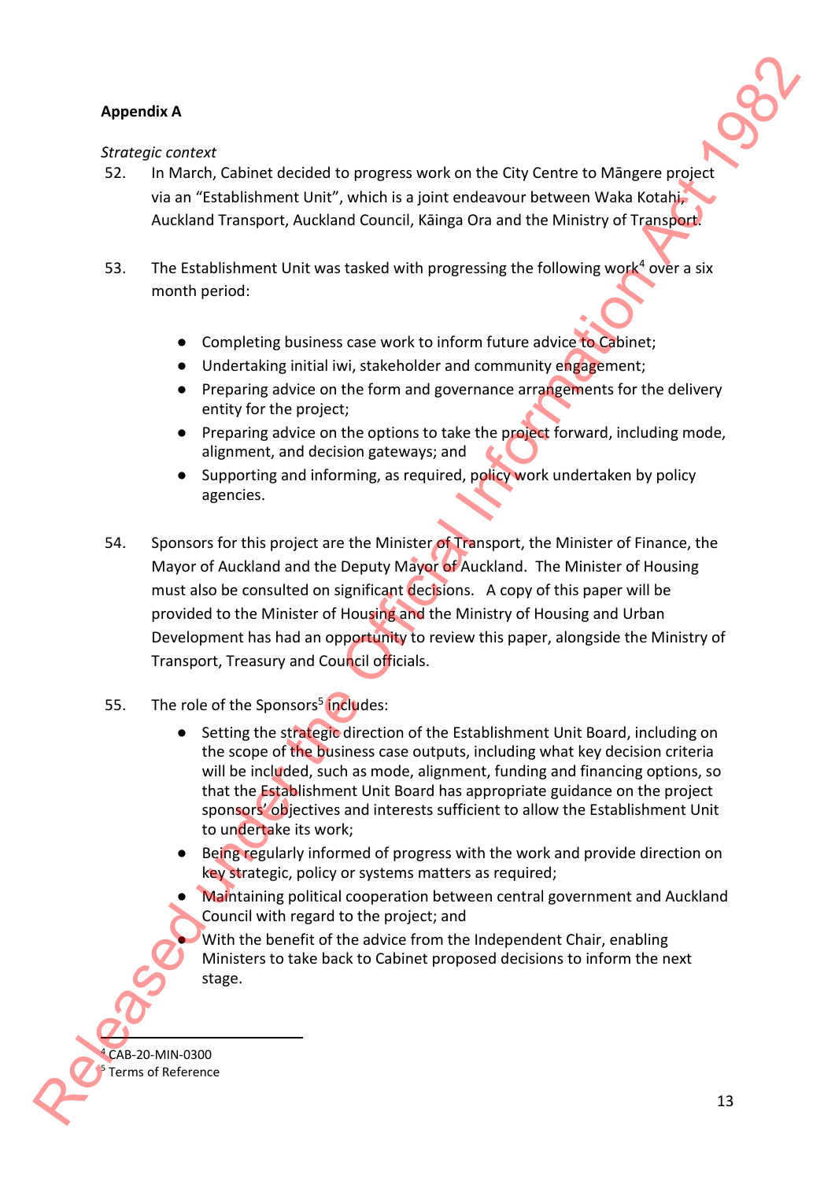**Appendix A**

*Strategic context*

52. In March, Cabinet decided to progress work on the City Centre to Māngere project via an "Establishment Unit", which is a joint endeavour between Waka Kotahi, Auckland Transport, Auckland Council, Kāinga Ora and the Ministry of Transport.

53. The Establishment Unit was tasked with progressing the following work[4] over a six month period:

    - Completing business case work to inform future advice to Cabinet;
    - Undertaking initial iwi, stakeholder and community engagement;
    - Preparing advice on the form and governance arrangements for the delivery entity for the project;
    - Preparing advice on the options to take the project forward, including mode, alignment, and decision gateways; and
    - Supporting and informing, as required, policy work undertaken by policy agencies.

54. Sponsors for this project are the Minister of Transport, the Minister of Finance, the Mayor of Auckland and the Deputy Mayor of Auckland. The Minister of Housing must also be consulted on significant decisions. A copy of this paper will be provided to the Minister of Housing and the Ministry of Housing and Urban Development has had an opportunity to review this paper, alongside the Ministry of Transport, Treasury and Council officials.

55. The role of the Sponsors[5] includes:

    - Setting the strategic direction of the Establishment Unit Board, including on the scope of the business case outputs, including what key decision criteria will be included, such as mode, alignment, funding and financing options, so that the Establishment Unit Board has appropriate guidance on the project sponsors' objectives and interests sufficient to allow the Establishment Unit to undertake its work;
    - Being regularly informed of progress with the work and provide direction on key strategic, policy or systems matters as required;
    - Maintaining political cooperation between central government and Auckland Council with regard to the project; and
    - With the benefit of the advice from the Independent Chair, enabling Ministers to take back to Cabinet proposed decisions to inform the next stage.

---

[4] CAB-20-MIN-0300

[5] Terms of Reference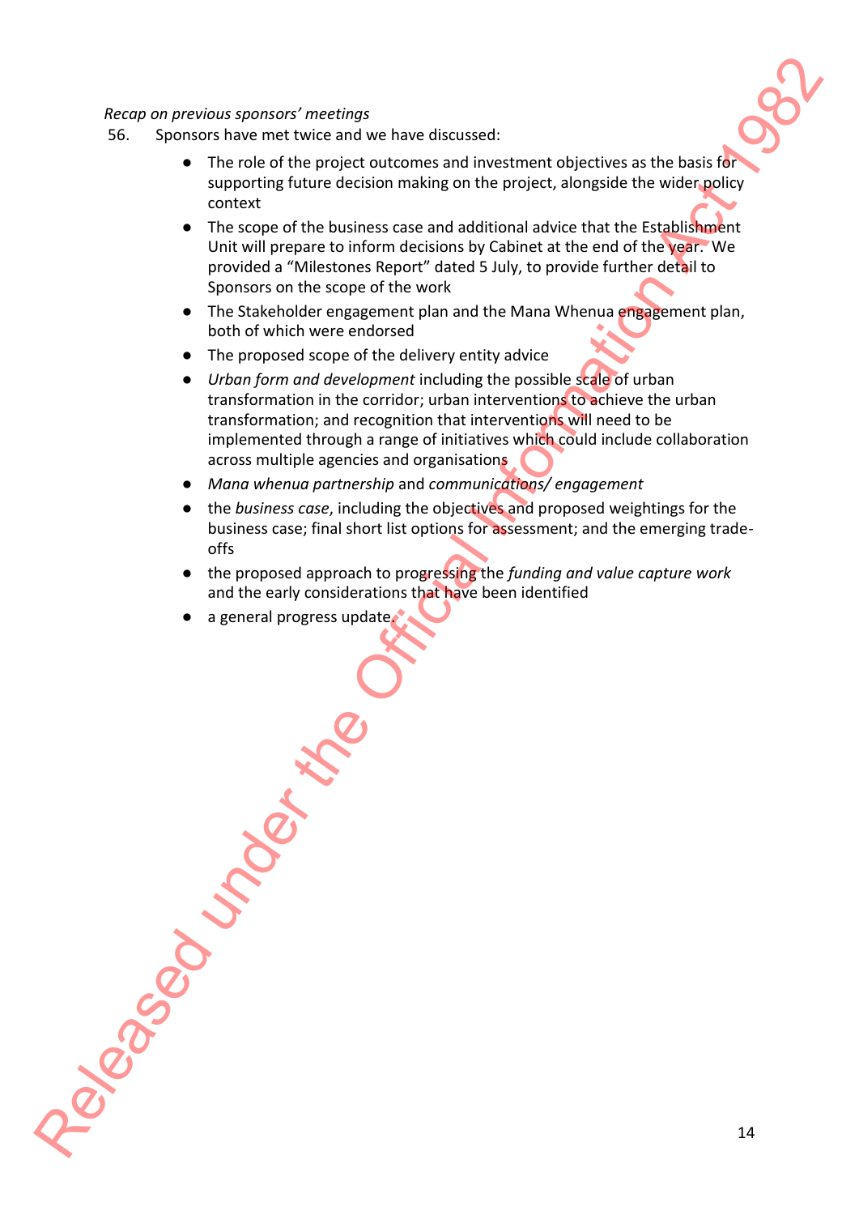*Recap on previous sponsors' meetings*

56. Sponsors have met twice and we have discussed:

- The role of the project outcomes and investment objectives as the basis for supporting future decision making on the project, alongside the wider policy context
- The scope of the business case and additional advice that the Establishment Unit will prepare to inform decisions by Cabinet at the end of the year. We provided a "Milestones Report" dated 5 July, to provide further detail to Sponsors on the scope of the work
- The Stakeholder engagement plan and the Mana Whenua engagement plan, both of which were endorsed
- The proposed scope of the delivery entity advice
- *Urban form and development* including the possible scale of urban transformation in the corridor; urban interventions to achieve the urban transformation; and recognition that interventions will need to be implemented through a range of initiatives which could include collaboration across multiple agencies and organisations
- *Mana whenua partnership* and *communications/ engagement*
- the *business case*, including the objectives and proposed weightings for the business case; final short list options for assessment; and the emerging trade-offs
- the proposed approach to progressing the *funding and value capture work* and the early considerations that have been identified
- a general progress update.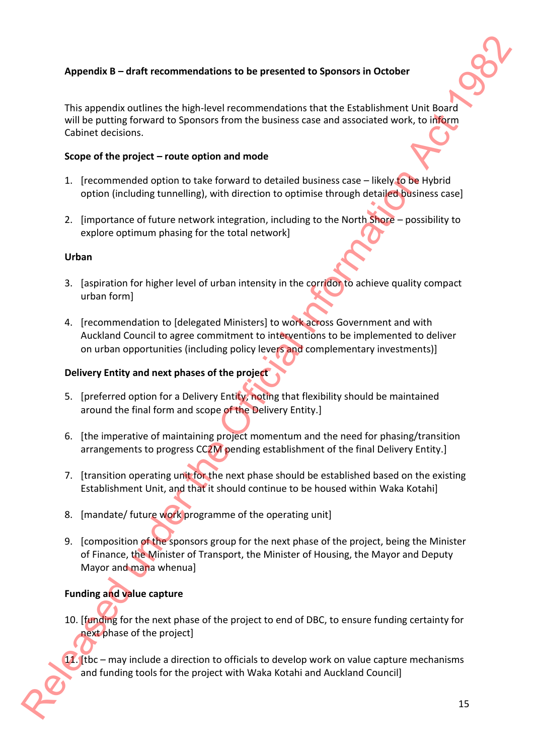**Appendix B – draft recommendations to be presented to Sponsors in October**

This appendix outlines the high-level recommendations that the Establishment Unit Board will be putting forward to Sponsors from the business case and associated work, to inform Cabinet decisions.

**Scope of the project – route option and mode**

1. [recommended option to take forward to detailed business case – likely to be Hybrid option (including tunnelling), with direction to optimise through detailed business case]

2. [importance of future network integration, including to the North Shore – possibility to explore optimum phasing for the total network]

**Urban**

3. [aspiration for higher level of urban intensity in the corridor to achieve quality compact urban form]

4. [recommendation to [delegated Ministers] to work across Government and with Auckland Council to agree commitment to interventions to be implemented to deliver on urban opportunities (including policy levers and complementary investments)]

**Delivery Entity and next phases of the project**

5. [preferred option for a Delivery Entity, noting that flexibility should be maintained around the final form and scope of the Delivery Entity.]

6. [the imperative of maintaining project momentum and the need for phasing/transition arrangements to progress CC2M pending establishment of the final Delivery Entity.]

7. [transition operating unit for the next phase should be established based on the existing Establishment Unit, and that it should continue to be housed within Waka Kotahi]

8. [mandate/ future work programme of the operating unit]

9. [composition of the sponsors group for the next phase of the project, being the Minister of Finance, the Minister of Transport, the Minister of Housing, the Mayor and Deputy Mayor and mana whenua]

**Funding and value capture**

10. [funding for the next phase of the project to end of DBC, to ensure funding certainty for next phase of the project]

11. [tbc – may include a direction to officials to develop work on value capture mechanisms and funding tools for the project with Waka Kotahi and Auckland Council]